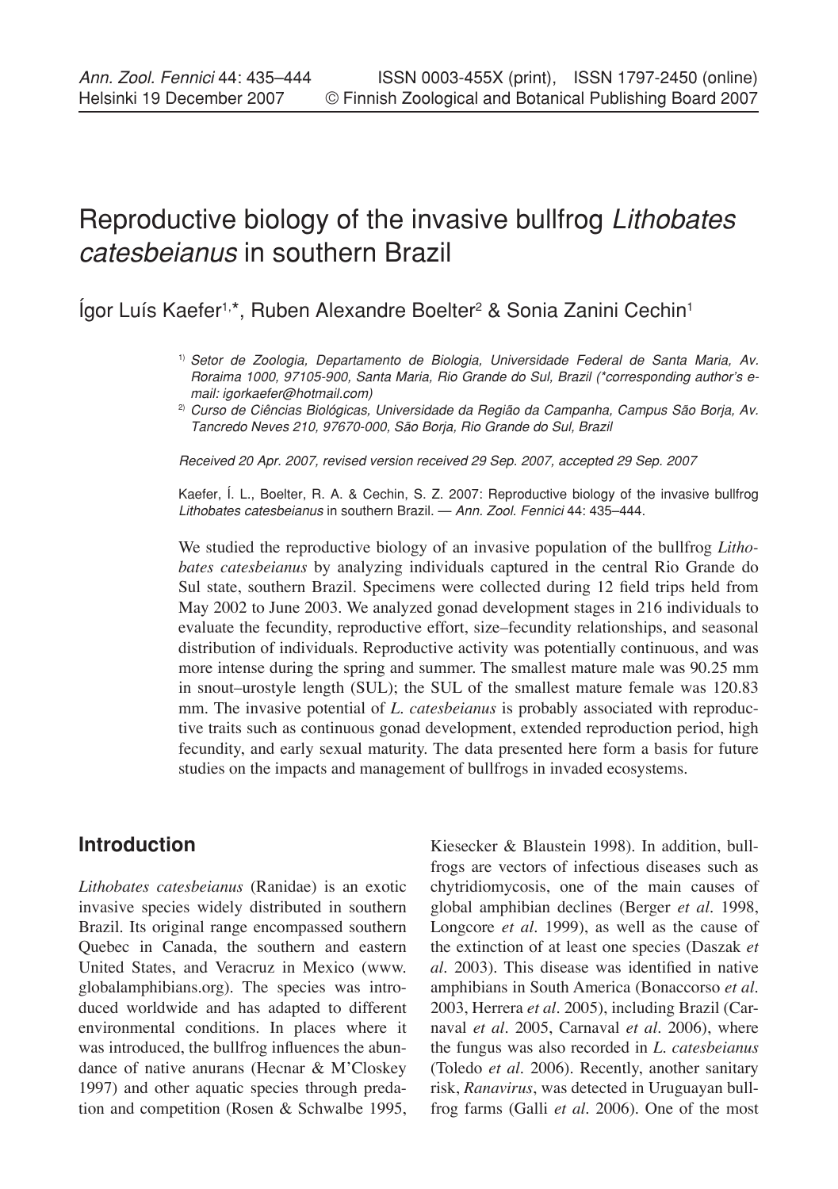# Reproductive biology of the invasive bullfrog *Lithobates catesbeianus* in southern Brazil

Ígor Luís Kaefer[1,*], Ruben Alexandre Boelter[2] & Sonia Zanini Cechin[1]

[1] *Setor de Zoologia, Departamento de Biologia, Universidade Federal de Santa Maria, Av. Roraima 1000, 97105-900, Santa Maria, Rio Grande do Sul, Brazil (\*corresponding author's e-mail: igorkaefer@hotmail.com)*

[2] *Curso de Ciências Biológicas, Universidade da Região da Campanha, Campus São Borja, Av. Tancredo Neves 210, 97670-000, São Borja, Rio Grande do Sul, Brazil*

*Received 20 Apr. 2007, revised version received 29 Sep. 2007, accepted 29 Sep. 2007*

Kaefer, Í. L., Boelter, R. A. & Cechin, S. Z. 2007: Reproductive biology of the invasive bullfrog *Lithobates catesbeianus* in southern Brazil. — *Ann. Zool. Fennici* 44: 435–444.

We studied the reproductive biology of an invasive population of the bullfrog *Lithobates catesbeianus* by analyzing individuals captured in the central Rio Grande do Sul state, southern Brazil. Specimens were collected during 12 field trips held from May 2002 to June 2003. We analyzed gonad development stages in 216 individuals to evaluate the fecundity, reproductive effort, size–fecundity relationships, and seasonal distribution of individuals. Reproductive activity was potentially continuous, and was more intense during the spring and summer. The smallest mature male was 90.25 mm in snout–urostyle length (SUL); the SUL of the smallest mature female was 120.83 mm. The invasive potential of *L. catesbeianus* is probably associated with reproductive traits such as continuous gonad development, extended reproduction period, high fecundity, and early sexual maturity. The data presented here form a basis for future studies on the impacts and management of bullfrogs in invaded ecosystems.

## Introduction

*Lithobates catesbeianus* (Ranidae) is an exotic invasive species widely distributed in southern Brazil. Its original range encompassed southern Quebec in Canada, the southern and eastern United States, and Veracruz in Mexico (www.globalamphibians.org). The species was introduced worldwide and has adapted to different environmental conditions. In places where it was introduced, the bullfrog influences the abundance of native anurans (Hecnar & M'Closkey 1997) and other aquatic species through predation and competition (Rosen & Schwalbe 1995, Kiesecker & Blaustein 1998). In addition, bullfrogs are vectors of infectious diseases such as chytridiomycosis, one of the main causes of global amphibian declines (Berger *et al*. 1998, Longcore *et al*. 1999), as well as the cause of the extinction of at least one species (Daszak *et al*. 2003). This disease was identified in native amphibians in South America (Bonaccorso *et al*. 2003, Herrera *et al*. 2005), including Brazil (Carnaval *et al*. 2005, Carnaval *et al*. 2006), where the fungus was also recorded in *L. catesbeianus* (Toledo *et al*. 2006). Recently, another sanitary risk, *Ranavirus*, was detected in Uruguayan bullfrog farms (Galli *et al*. 2006). One of the most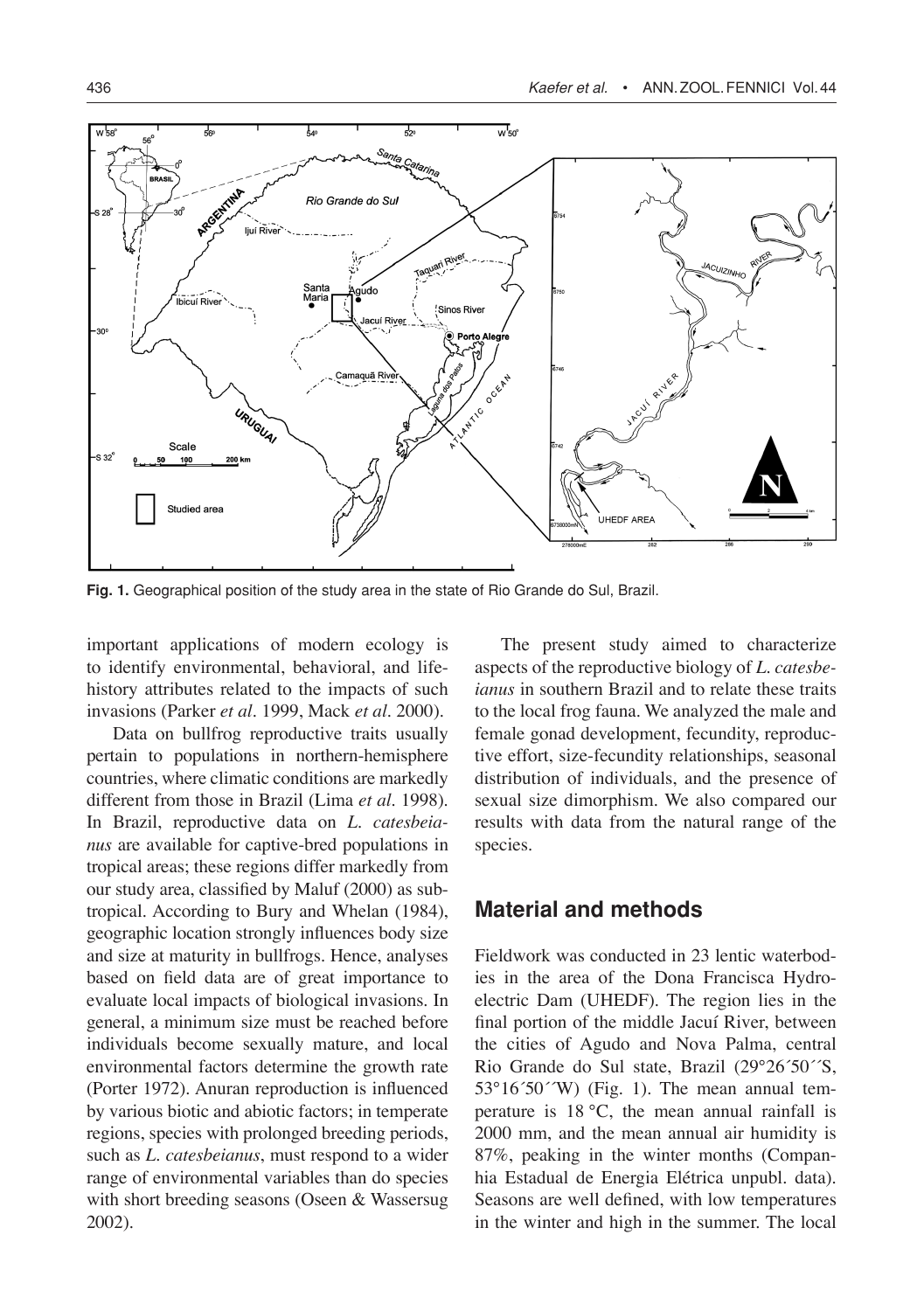Fig. 1. Geographical position of the study area in the state of Rio Grande do Sul, Brazil.

important applications of modern ecology is to identify environmental, behavioral, and life-history attributes related to the impacts of such invasions (Parker *et al*. 1999, Mack *et al*. 2000).

Data on bullfrog reproductive traits usually pertain to populations in northern-hemisphere countries, where climatic conditions are markedly different from those in Brazil (Lima *et al*. 1998). In Brazil, reproductive data on *L. catesbeianus* are available for captive-bred populations in tropical areas; these regions differ markedly from our study area, classified by Maluf (2000) as subtropical. According to Bury and Whelan (1984), geographic location strongly influences body size and size at maturity in bullfrogs. Hence, analyses based on field data are of great importance to evaluate local impacts of biological invasions. In general, a minimum size must be reached before individuals become sexually mature, and local environmental factors determine the growth rate (Porter 1972). Anuran reproduction is influenced by various biotic and abiotic factors; in temperate regions, species with prolonged breeding periods, such as *L. catesbeianus*, must respond to a wider range of environmental variables than do species with short breeding seasons (Oseen & Wassersug 2002).

The present study aimed to characterize aspects of the reproductive biology of *L. catesbeianus* in southern Brazil and to relate these traits to the local frog fauna. We analyzed the male and female gonad development, fecundity, reproductive effort, size-fecundity relationships, seasonal distribution of individuals, and the presence of sexual size dimorphism. We also compared our results with data from the natural range of the species.

## Material and methods

Fieldwork was conducted in 23 lentic waterbodies in the area of the Dona Francisca Hydroelectric Dam (UHEDF). The region lies in the final portion of the middle Jacuí River, between the cities of Agudo and Nova Palma, central Rio Grande do Sul state, Brazil (29°26´50´´S, 53°16´50´´W) (Fig. 1). The mean annual temperature is 18 °C, the mean annual rainfall is 2000 mm, and the mean annual air humidity is 87%, peaking in the winter months (Companhia Estadual de Energia Elétrica unpubl. data). Seasons are well defined, with low temperatures in the winter and high in the summer. The local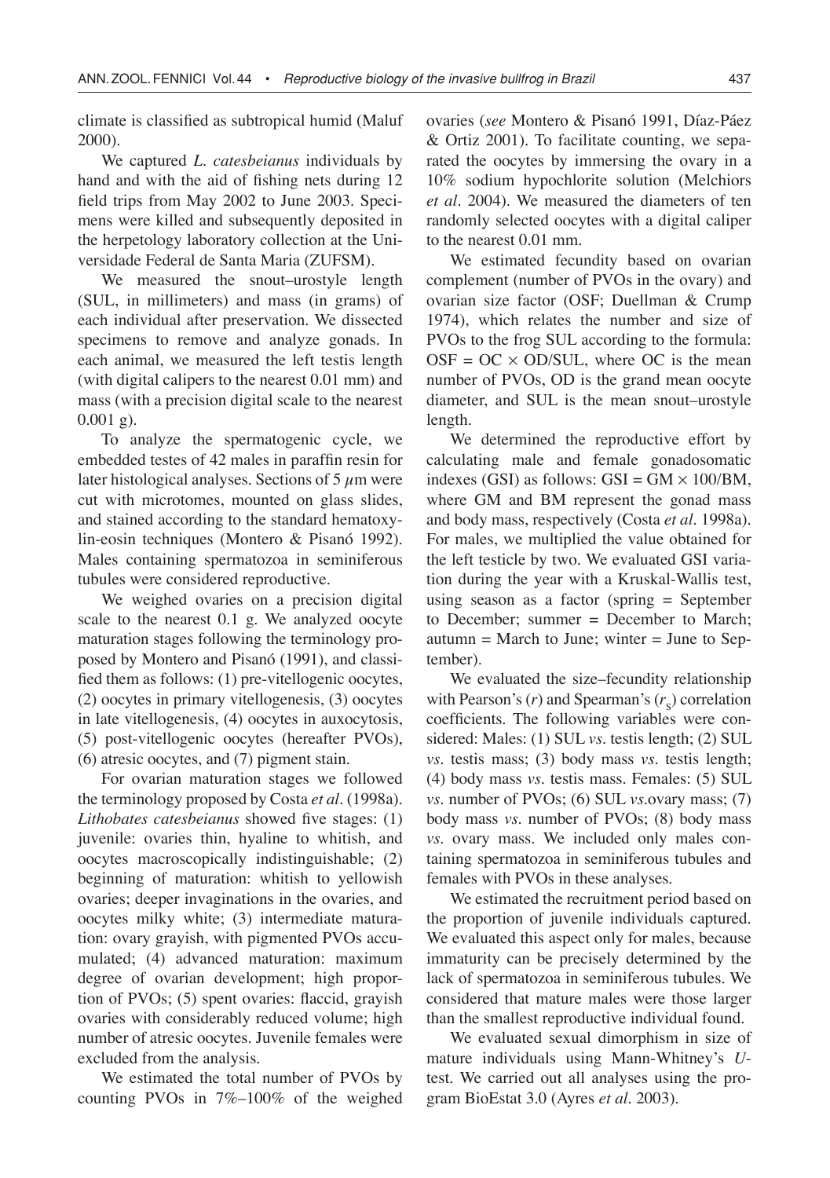climate is classified as subtropical humid (Maluf 2000).

We captured *L. catesbeianus* individuals by hand and with the aid of fishing nets during 12 field trips from May 2002 to June 2003. Specimens were killed and subsequently deposited in the herpetology laboratory collection at the Universidade Federal de Santa Maria (ZUFSM).

We measured the snout–urostyle length (SUL, in millimeters) and mass (in grams) of each individual after preservation. We dissected specimens to remove and analyze gonads. In each animal, we measured the left testis length (with digital calipers to the nearest 0.01 mm) and mass (with a precision digital scale to the nearest 0.001 g).

To analyze the spermatogenic cycle, we embedded testes of 42 males in paraffin resin for later histological analyses. Sections of 5 $\mu$m were cut with microtomes, mounted on glass slides, and stained according to the standard hematoxylin-eosin techniques (Montero & Pisanó 1992). Males containing spermatozoa in seminiferous tubules were considered reproductive.

We weighed ovaries on a precision digital scale to the nearest 0.1 g. We analyzed oocyte maturation stages following the terminology proposed by Montero and Pisanó (1991), and classified them as follows: (1) pre-vitellogenic oocytes, (2) oocytes in primary vitellogenesis, (3) oocytes in late vitellogenesis, (4) oocytes in auxocytosis, (5) post-vitellogenic oocytes (hereafter PVOs), (6) atresic oocytes, and (7) pigment stain.

For ovarian maturation stages we followed the terminology proposed by Costa *et al*. (1998a). *Lithobates catesbeianus* showed five stages: (1) juvenile: ovaries thin, hyaline to whitish, and oocytes macroscopically indistinguishable; (2) beginning of maturation: whitish to yellowish ovaries; deeper invaginations in the ovaries, and oocytes milky white; (3) intermediate maturation: ovary grayish, with pigmented PVOs accumulated; (4) advanced maturation: maximum degree of ovarian development; high proportion of PVOs; (5) spent ovaries: flaccid, grayish ovaries with considerably reduced volume; high number of atresic oocytes. Juvenile females were excluded from the analysis.

We estimated the total number of PVOs by counting PVOs in 7%–100% of the weighed ovaries (*see* Montero & Pisanó 1991, Díaz-Páez & Ortiz 2001). To facilitate counting, we separated the oocytes by immersing the ovary in a 10% sodium hypochlorite solution (Melchiors *et al*. 2004). We measured the diameters of ten randomly selected oocytes with a digital caliper to the nearest 0.01 mm.

We estimated fecundity based on ovarian complement (number of PVOs in the ovary) and ovarian size factor (OSF; Duellman & Crump 1974), which relates the number and size of PVOs to the frog SUL according to the formula: $\text{OSF} = \text{OC} \times \text{OD}/\text{SUL}$, where OC is the mean number of PVOs, OD is the grand mean oocyte diameter, and SUL is the mean snout–urostyle length.

We determined the reproductive effort by calculating male and female gonadosomatic indexes (GSI) as follows: $\text{GSI} = \text{GM} \times 100/\text{BM}$, where GM and BM represent the gonad mass and body mass, respectively (Costa *et al*. 1998a). For males, we multiplied the value obtained for the left testicle by two. We evaluated GSI variation during the year with a Kruskal-Wallis test, using season as a factor (spring = September to December; summer = December to March; autumn = March to June; winter = June to September).

We evaluated the size–fecundity relationship with Pearson's ($r$) and Spearman's ($r_s$) correlation coefficients. The following variables were considered: Males: (1) SUL *vs*. testis length; (2) SUL *vs*. testis mass; (3) body mass *vs*. testis length; (4) body mass *vs*. testis mass. Females: (5) SUL *vs*. number of PVOs; (6) SUL *vs*.ovary mass; (7) body mass *vs*. number of PVOs; (8) body mass *vs*. ovary mass. We included only males containing spermatozoa in seminiferous tubules and females with PVOs in these analyses.

We estimated the recruitment period based on the proportion of juvenile individuals captured. We evaluated this aspect only for males, because immaturity can be precisely determined by the lack of spermatozoa in seminiferous tubules. We considered that mature males were those larger than the smallest reproductive individual found.

We evaluated sexual dimorphism in size of mature individuals using Mann-Whitney's $U$-test. We carried out all analyses using the program BioEstat 3.0 (Ayres *et al*. 2003).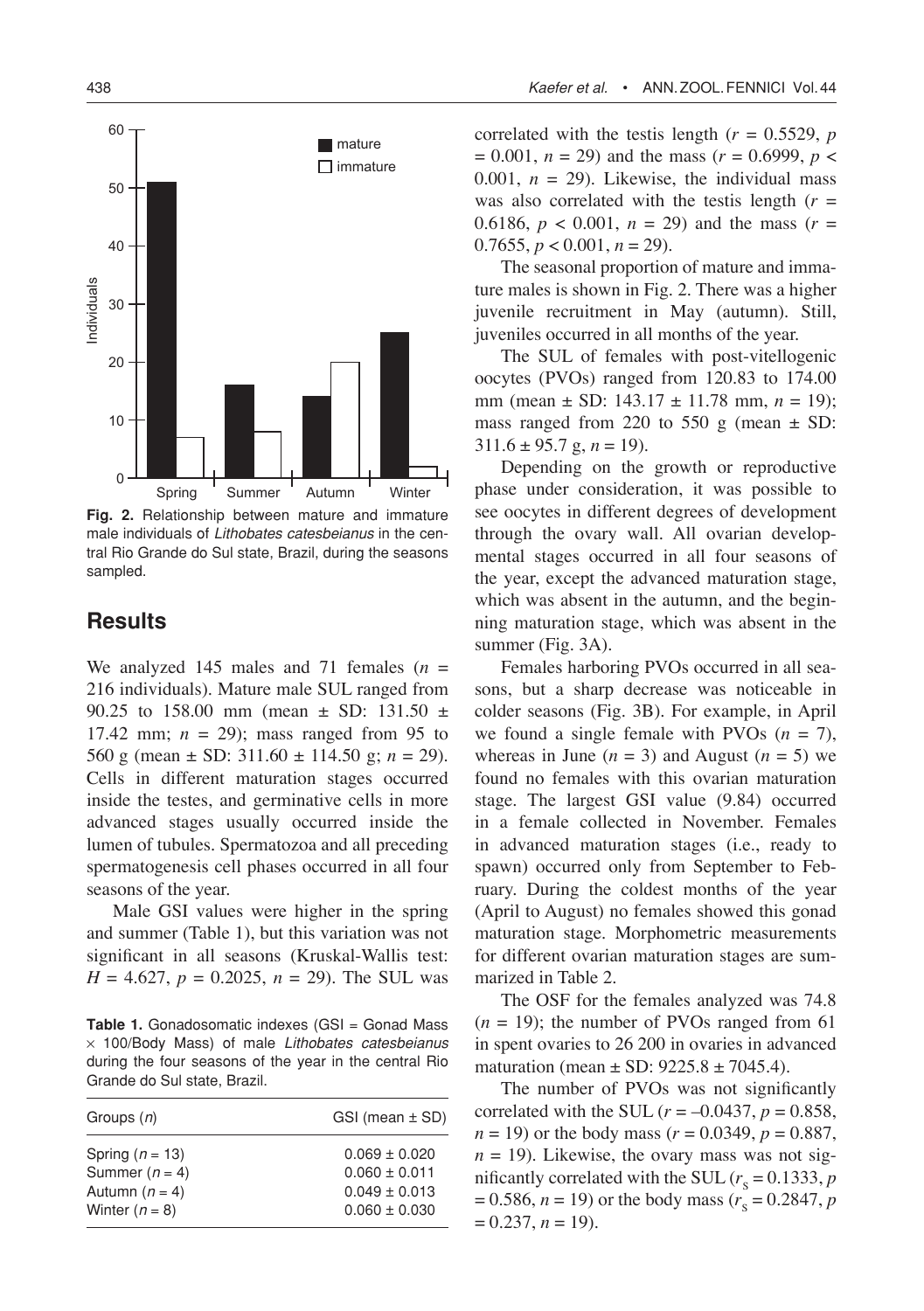Fig. 2. Relationship between mature and immature male individuals of *Lithobates catesbeianus* in the central Rio Grande do Sul state, Brazil, during the seasons sampled.

## Results

We analyzed 145 males and 71 females ($n$ = 216 individuals). Mature male SUL ranged from 90.25 to 158.00 mm (mean ± SD: 131.50 ± 17.42 mm; $n$ = 29); mass ranged from 95 to 560 g (mean ± SD: 311.60 ± 114.50 g; $n$ = 29). Cells in different maturation stages occurred inside the testes, and germinative cells in more advanced stages usually occurred inside the lumen of tubules. Spermatozoa and all preceding spermatogenesis cell phases occurred in all four seasons of the year.

Male GSI values were higher in the spring and summer (Table 1), but this variation was not significant in all seasons (Kruskal-Wallis test: $H = 4.627$, $p = 0.2025$, $n = 29$). The SUL was correlated with the testis length ($r = 0.5529$, $p = 0.001$, $n = 29$) and the mass ($r = 0.6999$, $p < 0.001$, $n = 29$). Likewise, the individual mass was also correlated with the testis length ($r = 0.6186$, $p < 0.001$, $n = 29$) and the mass ($r = 0.7655$, $p < 0.001$, $n = 29$).

**Table 1.** Gonadosomatic indexes (GSI = Gonad Mass × 100/Body Mass) of male *Lithobates catesbeianus* during the four seasons of the year in the central Rio Grande do Sul state, Brazil.

| Groups ($n$) | GSI (mean ± SD) |
|---|---|
| Spring ($n$ = 13) | 0.069 ± 0.020 |
| Summer ($n$ = 4) | 0.060 ± 0.011 |
| Autumn ($n$ = 4) | 0.049 ± 0.013 |
| Winter ($n$ = 8) | 0.060 ± 0.030 |

The seasonal proportion of mature and immature males is shown in Fig. 2. There was a higher juvenile recruitment in May (autumn). Still, juveniles occurred in all months of the year.

The SUL of females with post-vitellogenic oocytes (PVOs) ranged from 120.83 to 174.00 mm (mean ± SD: 143.17 ± 11.78 mm, $n$ = 19); mass ranged from 220 to 550 g (mean ± SD: 311.6 ± 95.7 g, $n$ = 19).

Depending on the growth or reproductive phase under consideration, it was possible to see oocytes in different degrees of development through the ovary wall. All ovarian developmental stages occurred in all four seasons of the year, except the advanced maturation stage, which was absent in the autumn, and the beginning maturation stage, which was absent in the summer (Fig. 3A).

Females harboring PVOs occurred in all seasons, but a sharp decrease was noticeable in colder seasons (Fig. 3B). For example, in April we found a single female with PVOs ($n$ = 7), whereas in June ($n$ = 3) and August ($n$ = 5) we found no females with this ovarian maturation stage. The largest GSI value (9.84) occurred in a female collected in November. Females in advanced maturation stages (i.e., ready to spawn) occurred only from September to February. During the coldest months of the year (April to August) no females showed this gonad maturation stage. Morphometric measurements for different ovarian maturation stages are summarized in Table 2.

The OSF for the females analyzed was 74.8 ($n$ = 19); the number of PVOs ranged from 61 in spent ovaries to 26 200 in ovaries in advanced maturation (mean ± SD: 9225.8 ± 7045.4).

The number of PVOs was not significantly correlated with the SUL ($r = -0.0437$, $p = 0.858$, $n = 19$) or the body mass ($r = 0.0349$, $p = 0.887$, $n = 19$). Likewise, the ovary mass was not significantly correlated with the SUL ($r_s = 0.1333$, $p = 0.586$, $n = 19$) or the body mass ($r_s = 0.2847$, $p = 0.237$, $n = 19$).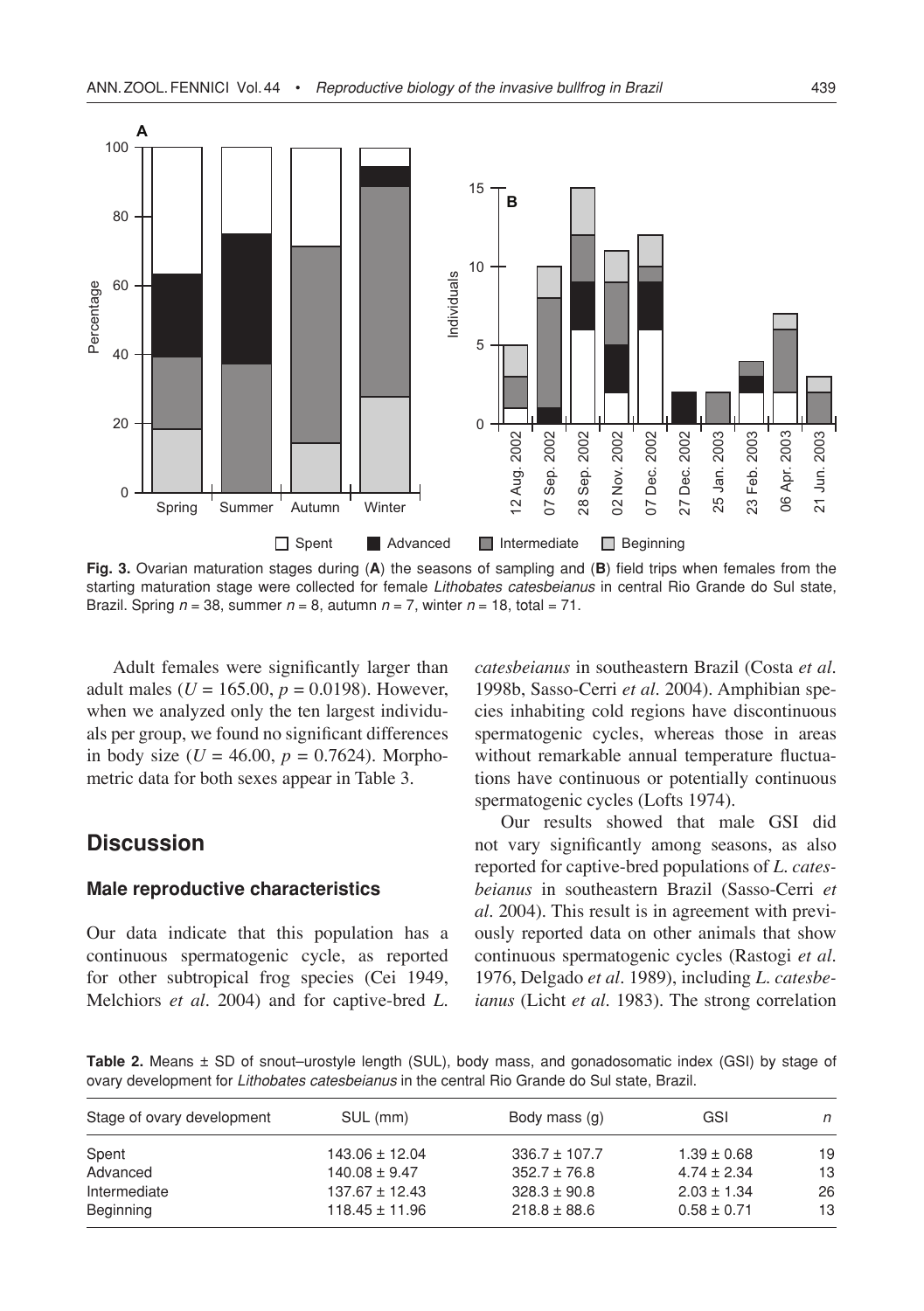Fig. 3. Ovarian maturation stages during (**A**) the seasons of sampling and (**B**) field trips when females from the starting maturation stage were collected for female *Lithobates catesbeianus* in central Rio Grande do Sul state, Brazil. Spring $n = 38$, summer $n = 8$, autumn $n = 7$, winter $n = 18$, total = 71.

Adult females were significantly larger than adult males ($U = 165.00$, $p = 0.0198$). However, when we analyzed only the ten largest individuals per group, we found no significant differences in body size ($U = 46.00$, $p = 0.7624$). Morphometric data for both sexes appear in Table 3.

## Discussion

### Male reproductive characteristics

Our data indicate that this population has a continuous spermatogenic cycle, as reported for other subtropical frog species (Cei 1949, Melchiors *et al*. 2004) and for captive-bred *L. catesbeianus* in southeastern Brazil (Costa *et al*. 1998b, Sasso-Cerri *et al*. 2004). Amphibian species inhabiting cold regions have discontinuous spermatogenic cycles, whereas those in areas without remarkable annual temperature fluctuations have continuous or potentially continuous spermatogenic cycles (Lofts 1974).

Our results showed that male GSI did not vary significantly among seasons, as also reported for captive-bred populations of *L. catesbeianus* in southeastern Brazil (Sasso-Cerri *et al*. 2004). This result is in agreement with previously reported data on other animals that show continuous spermatogenic cycles (Rastogi *et al*. 1976, Delgado *et al*. 1989), including *L. catesbeianus* (Licht *et al*. 1983). The strong correlation

**Table 2.** Means ± SD of snout–urostyle length (SUL), body mass, and gonadosomatic index (GSI) by stage of ovary development for *Lithobates catesbeianus* in the central Rio Grande do Sul state, Brazil.

| Stage of ovary development | SUL (mm) | Body mass (g) | GSI | *n* |
|---|---|---|---|---|
| Spent | 143.06 ± 12.04 | 336.7 ± 107.7 | 1.39 ± 0.68 | 19 |
| Advanced | 140.08 ± 9.47 | 352.7 ± 76.8 | 4.74 ± 2.34 | 13 |
| Intermediate | 137.67 ± 12.43 | 328.3 ± 90.8 | 2.03 ± 1.34 | 26 |
| Beginning | 118.45 ± 11.96 | 218.8 ± 88.6 | 0.58 ± 0.71 | 13 |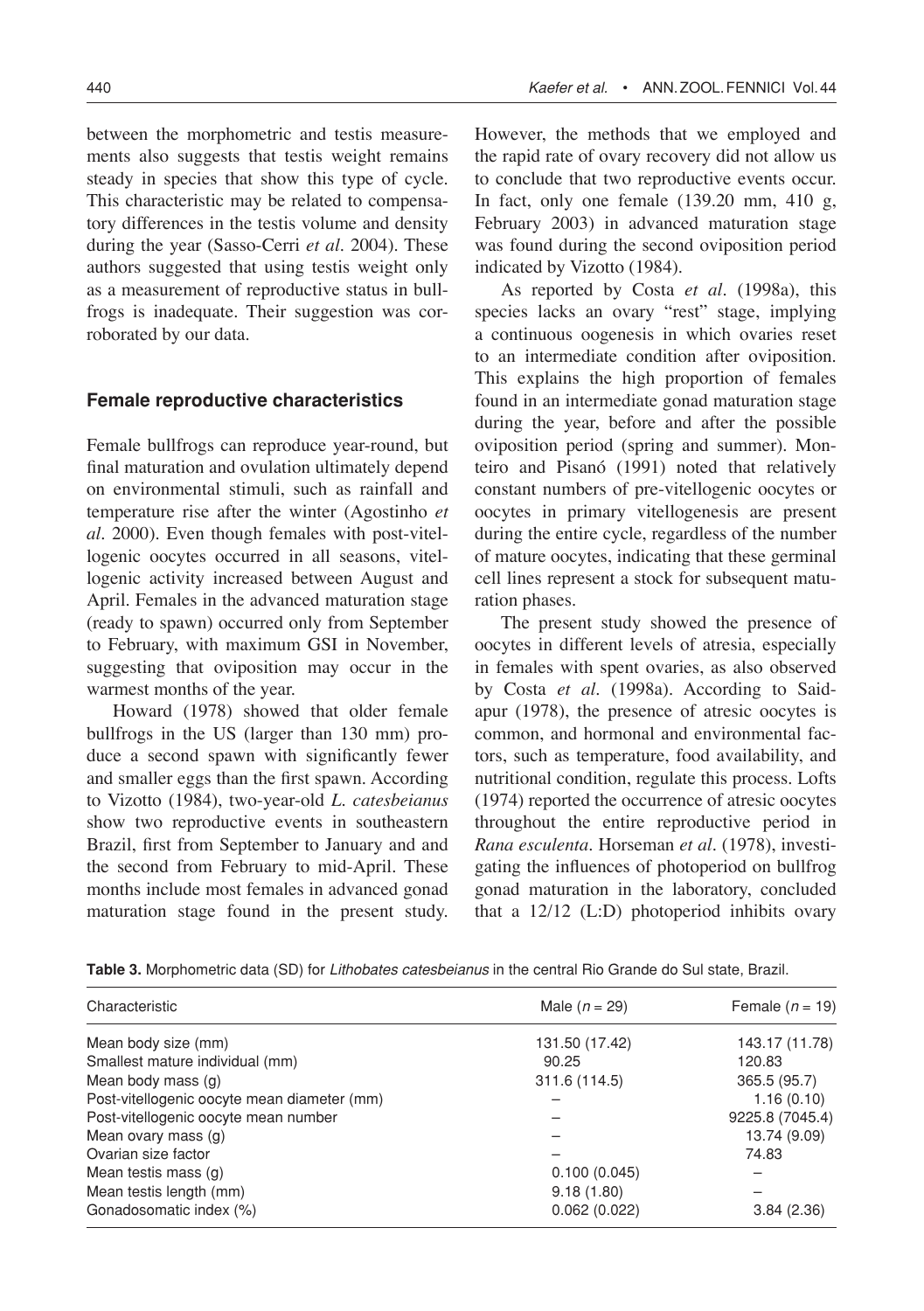between the morphometric and testis measurements also suggests that testis weight remains steady in species that show this type of cycle. This characteristic may be related to compensatory differences in the testis volume and density during the year (Sasso-Cerri *et al*. 2004). These authors suggested that using testis weight only as a measurement of reproductive status in bullfrogs is inadequate. Their suggestion was corroborated by our data.

### Female reproductive characteristics

Female bullfrogs can reproduce year-round, but final maturation and ovulation ultimately depend on environmental stimuli, such as rainfall and temperature rise after the winter (Agostinho *et al*. 2000). Even though females with post-vitellogenic oocytes occurred in all seasons, vitellogenic activity increased between August and April. Females in the advanced maturation stage (ready to spawn) occurred only from September to February, with maximum GSI in November, suggesting that oviposition may occur in the warmest months of the year.

Howard (1978) showed that older female bullfrogs in the US (larger than 130 mm) produce a second spawn with significantly fewer and smaller eggs than the first spawn. According to Vizotto (1984), two-year-old *L. catesbeianus* show two reproductive events in southeastern Brazil, first from September to January and and the second from February to mid-April. These months include most females in advanced gonad maturation stage found in the present study. However, the methods that we employed and the rapid rate of ovary recovery did not allow us to conclude that two reproductive events occur. In fact, only one female (139.20 mm, 410 g, February 2003) in advanced maturation stage was found during the second oviposition period indicated by Vizotto (1984).

As reported by Costa *et al*. (1998a), this species lacks an ovary "rest" stage, implying a continuous oogenesis in which ovaries reset to an intermediate condition after oviposition. This explains the high proportion of females found in an intermediate gonad maturation stage during the year, before and after the possible oviposition period (spring and summer). Monteiro and Pisanó (1991) noted that relatively constant numbers of pre-vitellogenic oocytes or oocytes in primary vitellogenesis are present during the entire cycle, regardless of the number of mature oocytes, indicating that these germinal cell lines represent a stock for subsequent maturation phases.

The present study showed the presence of oocytes in different levels of atresia, especially in females with spent ovaries, as also observed by Costa *et al*. (1998a). According to Saidapur (1978), the presence of atresic oocytes is common, and hormonal and environmental factors, such as temperature, food availability, and nutritional condition, regulate this process. Lofts (1974) reported the occurrence of atresic oocytes throughout the entire reproductive period in *Rana esculenta*. Horseman *et al*. (1978), investigating the influences of photoperiod on bullfrog gonad maturation in the laboratory, concluded that a 12/12 (L:D) photoperiod inhibits ovary

**Table 3.** Morphometric data (SD) for *Lithobates catesbeianus* in the central Rio Grande do Sul state, Brazil.

| Characteristic | Male ($n$ = 29) | Female ($n$ = 19) |
|---|---|---|
| Mean body size (mm) | 131.50 (17.42) | 143.17 (11.78) |
| Smallest mature individual (mm) | 90.25 | 120.83 |
| Mean body mass (g) | 311.6 (114.5) | 365.5 (95.7) |
| Post-vitellogenic oocyte mean diameter (mm) | – | 1.16 (0.10) |
| Post-vitellogenic oocyte mean number | – | 9225.8 (7045.4) |
| Mean ovary mass (g) | – | 13.74 (9.09) |
| Ovarian size factor | – | 74.83 |
| Mean testis mass (g) | 0.100 (0.045) | – |
| Mean testis length (mm) | 9.18 (1.80) | – |
| Gonadosomatic index (%) | 0.062 (0.022) | 3.84 (2.36) |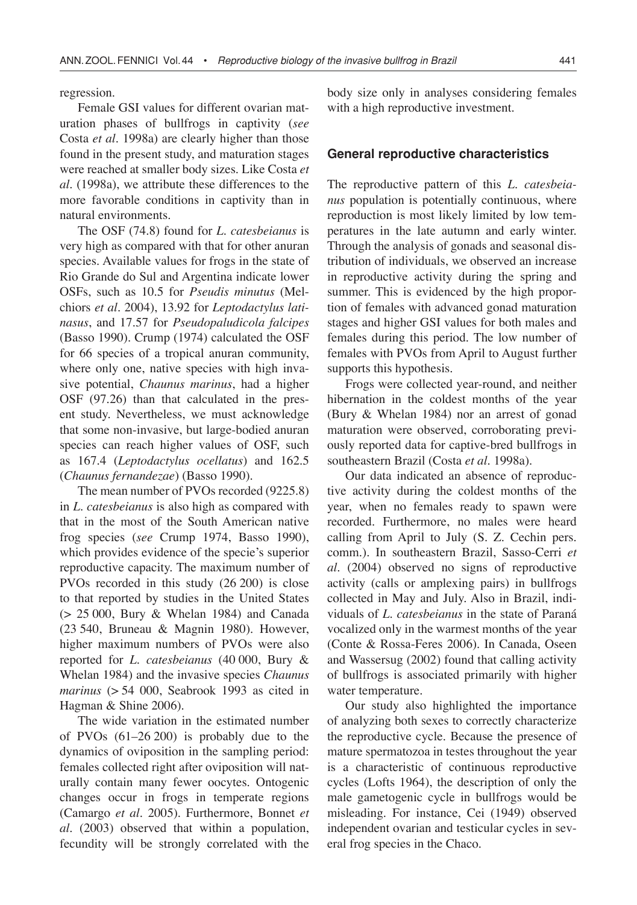regression.

Female GSI values for different ovarian maturation phases of bullfrogs in captivity (*see* Costa *et al*. 1998a) are clearly higher than those found in the present study, and maturation stages were reached at smaller body sizes. Like Costa *et al*. (1998a), we attribute these differences to the more favorable conditions in captivity than in natural environments.

The OSF (74.8) found for *L. catesbeianus* is very high as compared with that for other anuran species. Available values for frogs in the state of Rio Grande do Sul and Argentina indicate lower OSFs, such as 10.5 for *Pseudis minutus* (Melchiors *et al*. 2004), 13.92 for *Leptodactylus latinasus*, and 17.57 for *Pseudopaludicola falcipes* (Basso 1990). Crump (1974) calculated the OSF for 66 species of a tropical anuran community, where only one, native species with high invasive potential, *Chaunus marinus*, had a higher OSF (97.26) than that calculated in the present study. Nevertheless, we must acknowledge that some non-invasive, but large-bodied anuran species can reach higher values of OSF, such as 167.4 (*Leptodactylus ocellatus*) and 162.5 (*Chaunus fernandezae*) (Basso 1990).

The mean number of PVOs recorded (9225.8) in *L. catesbeianus* is also high as compared with that in the most of the South American native frog species (*see* Crump 1974, Basso 1990), which provides evidence of the specie's superior reproductive capacity. The maximum number of PVOs recorded in this study (26 200) is close to that reported by studies in the United States (> 25 000, Bury & Whelan 1984) and Canada (23 540, Bruneau & Magnin 1980). However, higher maximum numbers of PVOs were also reported for *L. catesbeianus* (40 000, Bury & Whelan 1984) and the invasive species *Chaunus marinus* (> 54 000, Seabrook 1993 as cited in Hagman & Shine 2006).

The wide variation in the estimated number of PVOs (61–26 200) is probably due to the dynamics of oviposition in the sampling period: females collected right after oviposition will naturally contain many fewer oocytes. Ontogenic changes occur in frogs in temperate regions (Camargo *et al*. 2005). Furthermore, Bonnet *et al*. (2003) observed that within a population, fecundity will be strongly correlated with the body size only in analyses considering females with a high reproductive investment.

### General reproductive characteristics

The reproductive pattern of this *L. catesbeianus* population is potentially continuous, where reproduction is most likely limited by low temperatures in the late autumn and early winter. Through the analysis of gonads and seasonal distribution of individuals, we observed an increase in reproductive activity during the spring and summer. This is evidenced by the high proportion of females with advanced gonad maturation stages and higher GSI values for both males and females during this period. The low number of females with PVOs from April to August further supports this hypothesis.

Frogs were collected year-round, and neither hibernation in the coldest months of the year (Bury & Whelan 1984) nor an arrest of gonad maturation were observed, corroborating previously reported data for captive-bred bullfrogs in southeastern Brazil (Costa *et al*. 1998a).

Our data indicated an absence of reproductive activity during the coldest months of the year, when no females ready to spawn were recorded. Furthermore, no males were heard calling from April to July (S. Z. Cechin pers. comm.). In southeastern Brazil, Sasso-Cerri *et al*. (2004) observed no signs of reproductive activity (calls or amplexing pairs) in bullfrogs collected in May and July. Also in Brazil, individuals of *L. catesbeianus* in the state of Paraná vocalized only in the warmest months of the year (Conte & Rossa-Feres 2006). In Canada, Oseen and Wassersug (2002) found that calling activity of bullfrogs is associated primarily with higher water temperature.

Our study also highlighted the importance of analyzing both sexes to correctly characterize the reproductive cycle. Because the presence of mature spermatozoa in testes throughout the year is a characteristic of continuous reproductive cycles (Lofts 1964), the description of only the male gametogenic cycle in bullfrogs would be misleading. For instance, Cei (1949) observed independent ovarian and testicular cycles in several frog species in the Chaco.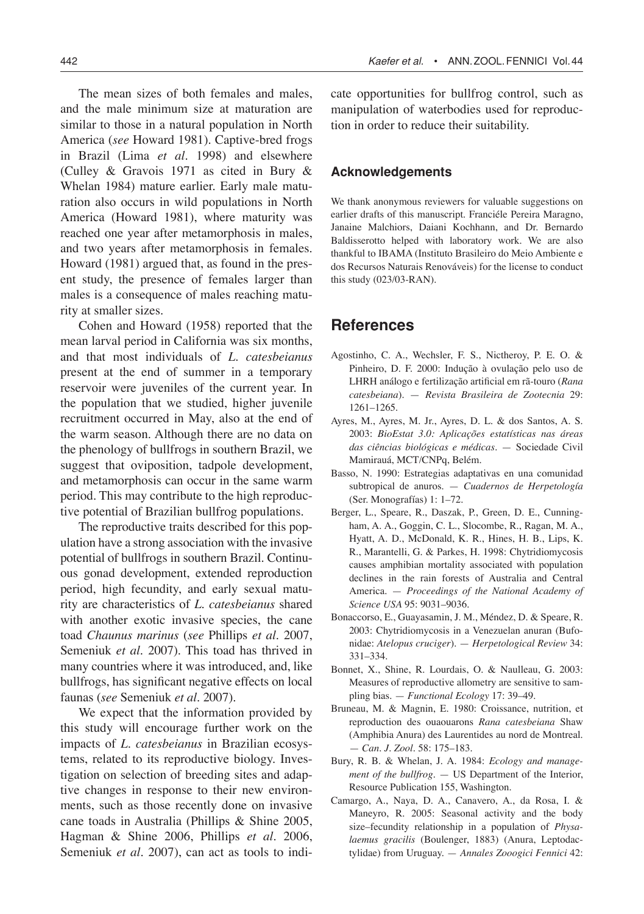The mean sizes of both females and males, and the male minimum size at maturation are similar to those in a natural population in North America (*see* Howard 1981). Captive-bred frogs in Brazil (Lima *et al*. 1998) and elsewhere (Culley & Gravois 1971 as cited in Bury & Whelan 1984) mature earlier. Early male maturation also occurs in wild populations in North America (Howard 1981), where maturity was reached one year after metamorphosis in males, and two years after metamorphosis in females. Howard (1981) argued that, as found in the present study, the presence of females larger than males is a consequence of males reaching maturity at smaller sizes.

Cohen and Howard (1958) reported that the mean larval period in California was six months, and that most individuals of *L. catesbeianus* present at the end of summer in a temporary reservoir were juveniles of the current year. In the population that we studied, higher juvenile recruitment occurred in May, also at the end of the warm season. Although there are no data on the phenology of bullfrogs in southern Brazil, we suggest that oviposition, tadpole development, and metamorphosis can occur in the same warm period. This may contribute to the high reproductive potential of Brazilian bullfrog populations.

The reproductive traits described for this population have a strong association with the invasive potential of bullfrogs in southern Brazil. Continuous gonad development, extended reproduction period, high fecundity, and early sexual maturity are characteristics of *L. catesbeianus* shared with another exotic invasive species, the cane toad *Chaunus marinus* (*see* Phillips *et al*. 2007, Semeniuk *et al*. 2007). This toad has thrived in many countries where it was introduced, and, like bullfrogs, has significant negative effects on local faunas (*see* Semeniuk *et al*. 2007).

We expect that the information provided by this study will encourage further work on the impacts of *L. catesbeianus* in Brazilian ecosystems, related to its reproductive biology. Investigation on selection of breeding sites and adaptive changes in response to their new environments, such as those recently done on invasive cane toads in Australia (Phillips & Shine 2005, Hagman & Shine 2006, Phillips *et al*. 2006, Semeniuk *et al*. 2007), can act as tools to indicate opportunities for bullfrog control, such as manipulation of waterbodies used for reproduction in order to reduce their suitability.

### Acknowledgements

We thank anonymous reviewers for valuable suggestions on earlier drafts of this manuscript. Franciéle Pereira Maragno, Janaine Malchiors, Daiani Kochhann, and Dr. Bernardo Baldisserotto helped with laboratory work. We are also thankful to IBAMA (Instituto Brasileiro do Meio Ambiente e dos Recursos Naturais Renováveis) for the license to conduct this study (023/03-RAN).

## References

Agostinho, C. A., Wechsler, F. S., Nictheroy, P. E. O. & Pinheiro, D. F. 2000: Indução à ovulação pelo uso de LHRH análogo e fertilização artificial em rã-touro (*Rana catesbeiana*). — *Revista Brasileira de Zootecnia* 29: 1261–1265.

Ayres, M., Ayres, M. Jr., Ayres, D. L. & dos Santos, A. S. 2003: *BioEstat 3.0: Aplicações estatísticas nas áreas das ciências biológicas e médicas*. — Sociedade Civil Mamirauá, MCT/CNPq, Belém.

Basso, N. 1990: Estrategias adaptativas en una comunidad subtropical de anuros. — *Cuadernos de Herpetología* (Ser. Monografías) 1: 1–72.

Berger, L., Speare, R., Daszak, P., Green, D. E., Cunningham, A. A., Goggin, C. L., Slocombe, R., Ragan, M. A., Hyatt, A. D., McDonald, K. R., Hines, H. B., Lips, K. R., Marantelli, G. & Parkes, H. 1998: Chytridiomycosis causes amphibian mortality associated with population declines in the rain forests of Australia and Central America. — *Proceedings of the National Academy of Science USA* 95: 9031–9036.

Bonaccorso, E., Guayasamin, J. M., Méndez, D. & Speare, R. 2003: Chytridiomycosis in a Venezuelan anuran (Bufonidae: *Atelopus cruciger*). — *Herpetological Review* 34: 331–334.

Bonnet, X., Shine, R. Lourdais, O. & Naulleau, G. 2003: Measures of reproductive allometry are sensitive to sampling bias. — *Functional Ecology* 17: 39–49.

Bruneau, M. & Magnin, E. 1980: Croissance, nutrition, et reproduction des ouaouarons *Rana catesbeiana* Shaw (Amphibia Anura) des Laurentides au nord de Montreal. — *Can. J. Zool*. 58: 175–183.

Bury, R. B. & Whelan, J. A. 1984: *Ecology and management of the bullfrog*. — US Department of the Interior, Resource Publication 155, Washington.

Camargo, A., Naya, D. A., Canavero, A., da Rosa, I. & Maneyro, R. 2005: Seasonal activity and the body size–fecundity relationship in a population of *Physalaemus gracilis* (Boulenger, 1883) (Anura, Leptodactylidae) from Uruguay. — *Annales Zooogici Fennici* 42: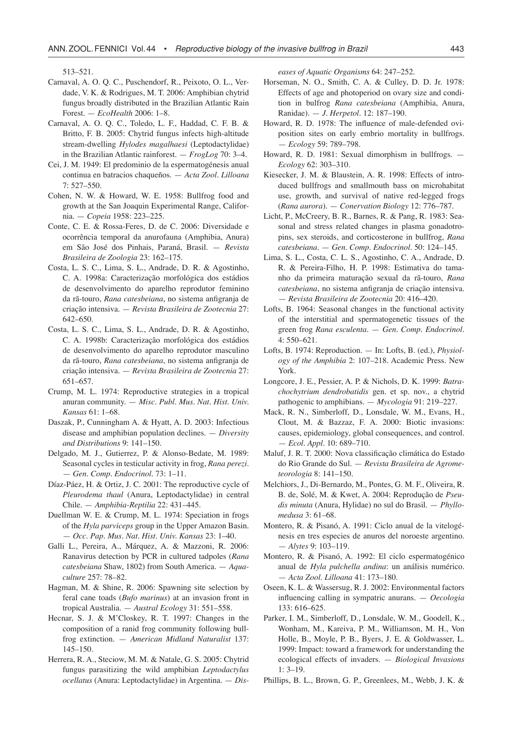513–521.

Carnaval, A. O. Q. C., Puschendorf, R., Peixoto, O. L., Verdade, V. K. & Rodrigues, M. T. 2006: Amphibian chytrid fungus broadly distributed in the Brazilian Atlantic Rain Forest. — *EcoHealth* 2006: 1–8.

Carnaval, A. O. Q. C., Toledo, L. F., Haddad, C. F. B. & Britto, F. B. 2005: Chytrid fungus infects high-altitude stream-dwelling *Hylodes magalhaesi* (Leptodactylidae) in the Brazilian Atlantic rainforest. — *FrogLog* 70: 3–4.

Cei, J. M. 1949: El predominio de la espermatogénesis anual continua en batracios chaqueños. — *Acta Zool. Lilloana* 7: 527–550.

Cohen, N. W. & Howard, W. E. 1958: Bullfrog food and growth at the San Joaquin Experimental Range, California. — *Copeia* 1958: 223–225.

Conte, C. E. & Rossa-Feres, D. de C. 2006: Diversidade e ocorrência temporal da anurofauna (Amphibia, Anura) em São José dos Pinhais, Paraná, Brasil. — *Revista Brasileira de Zoologia* 23: 162–175.

Costa, L. S. C., Lima, S. L., Andrade, D. R. & Agostinho, C. A. 1998a: Caracterização morfológica dos estádios de desenvolvimento do aparelho reprodutor feminino da rã-touro, *Rana catesbeiana*, no sistema anfigranja de criação intensiva. — *Revista Brasileira de Zootecnia* 27: 642–650.

Costa, L. S. C., Lima, S. L., Andrade, D. R. & Agostinho, C. A. 1998b: Caracterização morfológica dos estádios de desenvolvimento do aparelho reprodutor masculino da rã-touro, *Rana catesbeiana*, no sistema anfigranja de criação intensiva. — *Revista Brasileira de Zootecnia* 27: 651–657.

Crump, M. L. 1974: Reproductive strategies in a tropical anuran community. — *Misc. Publ. Mus. Nat. Hist. Univ. Kansas* 61: 1–68.

Daszak, P., Cunningham A. & Hyatt, A. D. 2003: Infectious disease and amphibian population declines. — *Diversity and Distributions* 9: 141–150.

Delgado, M. J., Gutierrez, P. & Alonso-Bedate, M. 1989: Seasonal cycles in testicular activity in frog, *Rana perezi*. — *Gen. Comp. Endocrinol.* 73: 1–11.

Díaz-Páez, H. & Ortiz, J. C. 2001: The reproductive cycle of *Pleurodema thaul* (Anura, Leptodactylidae) in central Chile. — *Amphibia-Reptilia* 22: 431–445.

Duellman W. E. & Crump, M. L. 1974: Speciation in frogs of the *Hyla parviceps* group in the Upper Amazon Basin. — *Occ. Pap. Mus. Nat. Hist. Univ. Kansas* 23: 1–40.

Galli L., Pereira, A., Márquez, A. & Mazzoni, R. 2006: Ranavirus detection by PCR in cultured tadpoles (*Rana catesbeiana* Shaw, 1802) from South America. — *Aquaculture* 257: 78–82.

Hagman, M. & Shine, R. 2006: Spawning site selection by feral cane toads (*Bufo marinus*) at an invasion front in tropical Australia. — *Austral Ecology* 31: 551–558.

Hecnar, S. J. & M'Closkey, R. T. 1997: Changes in the composition of a ranid frog community following bullfrog extinction. — *American Midland Naturalist* 137: 145–150.

Herrera, R. A., Steciow, M. M. & Natale, G. S. 2005: Chytrid fungus parasitizing the wild amphibian *Leptodactylus ocellatus* (Anura: Leptodactylidae) in Argentina. — *Diseases of Aquatic Organisms* 64: 247–252.

Horseman, N. O., Smith, C. A. & Culley, D. D. Jr. 1978: Effects of age and photoperiod on ovary size and condition in bulfrog *Rana catesbeiana* (Amphibia, Anura, Ranidae). — *J. Herpetol.* 12: 187–190.

Howard, R. D. 1978: The influence of male-defended oviposition sites on early embrio mortality in bullfrogs. — *Ecology* 59: 789–798.

Howard, R. D. 1981: Sexual dimorphism in bullfrogs. — *Ecology* 62: 303–310.

Kiesecker, J. M. & Blaustein, A. R. 1998: Effects of introduced bullfrogs and smallmouth bass on microhabitat use, growth, and survival of native red-legged frogs (*Rana aurora*). — *Conservation Biology* 12: 776–787.

Licht, P., McCreery, B. R., Barnes, R. & Pang, R. 1983: Seasonal and stress related changes in plasma gonadotropins, sex steroids, and corticosterone in bullfrog, *Rana catesbeiana*. — *Gen. Comp. Endocrinol.* 50: 124–145.

Lima, S. L., Costa, C. L. S., Agostinho, C. A., Andrade, D. R. & Pereira-Filho, H. P. 1998: Estimativa do tamanho da primeira maturação sexual da rã-touro, *Rana catesbeiana*, no sistema anfigranja de criação intensiva. — *Revista Brasileira de Zootecnia* 20: 416–420.

Lofts, B. 1964: Seasonal changes in the functional activity of the interstitial and spermatogenetic tissues of the green frog *Rana esculenta*. — *Gen. Comp. Endocrinol.* 4: 550–621.

Lofts, B. 1974: Reproduction. — In: Lofts, B. (ed.), *Physiology of the Amphibia* 2: 107–218. Academic Press. New York.

Longcore, J. E., Pessier, A. P. & Nichols, D. K. 1999: *Batrachochytrium dendrobatidis* gen. et sp. nov., a chytrid pathogenic to amphibians. — *Mycologia* 91: 219–227.

Mack, R. N., Simberloff, D., Lonsdale, W. M., Evans, H., Clout, M. & Bazzaz, F. A. 2000: Biotic invasions: causes, epidemiology, global consequences, and control. — *Ecol. Appl.* 10: 689–710.

Maluf, J. R. T. 2000: Nova classificação climática do Estado do Rio Grande do Sul. — *Revista Brasileira de Agrometeorologia* 8: 141–150.

Melchiors, J., Di-Bernardo, M., Pontes, G. M. F., Oliveira, R. B. de, Solé, M. & Kwet, A. 2004: Reprodução de *Pseudis minuta* (Anura, Hylidae) no sul do Brasil. — *Phyllomedusa* 3: 61–68.

Montero, R. & Pisanó, A. 1991: Ciclo anual de la vitelogénesis en tres especies de anuros del noroeste argentino. — *Alytes* 9: 103–119.

Montero, R. & Pisanó, A. 1992: El ciclo espermatogénico anual de *Hyla pulchella andina*: un análisis numérico. — *Acta Zool. Lilloana* 41: 173–180.

Oseen, K. L. & Wassersug, R. J. 2002: Environmental factors influencing calling in sympatric anurans. — *Oecologia* 133: 616–625.

Parker, I. M., Simberloff, D., Lonsdale, W. M., Goodell, K., Wonham, M., Kareiva, P. M., Williamson, M. H., Von Holle, B., Moyle, P. B., Byers, J. E. & Goldwasser, L. 1999: Impact: toward a framework for understanding the ecological effects of invaders. — *Biological Invasions* 1: 3–19.

Phillips, B. L., Brown, G. P., Greenlees, M., Webb, J. K. &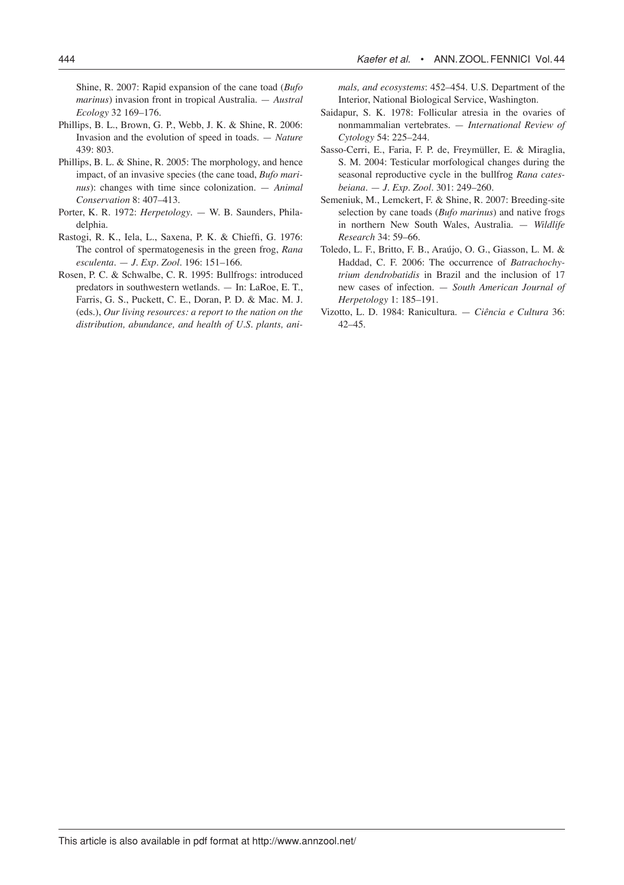Shine, R. 2007: Rapid expansion of the cane toad (*Bufo marinus*) invasion front in tropical Australia. — *Austral Ecology* 32 169–176.

Phillips, B. L., Brown, G. P., Webb, J. K. & Shine, R. 2006: Invasion and the evolution of speed in toads. — *Nature* 439: 803.

Phillips, B. L. & Shine, R. 2005: The morphology, and hence impact, of an invasive species (the cane toad, *Bufo marinus*): changes with time since colonization. — *Animal Conservation* 8: 407–413.

Porter, K. R. 1972: *Herpetology*. — W. B. Saunders, Philadelphia.

Rastogi, R. K., Iela, L., Saxena, P. K. & Chieffi, G. 1976: The control of spermatogenesis in the green frog, *Rana esculenta*. — *J. Exp. Zool*. 196: 151–166.

Rosen, P. C. & Schwalbe, C. R. 1995: Bullfrogs: introduced predators in southwestern wetlands. — In: LaRoe, E. T., Farris, G. S., Puckett, C. E., Doran, P. D. & Mac. M. J. (eds.), *Our living resources: a report to the nation on the distribution, abundance, and health of U.S. plants, animals, and ecosystems*: 452–454. U.S. Department of the Interior, National Biological Service, Washington.

Saidapur, S. K. 1978: Follicular atresia in the ovaries of nonmammalian vertebrates. — *International Review of Cytology* 54: 225–244.

Sasso-Cerri, E., Faria, F. P. de, Freymüller, E. & Miraglia, S. M. 2004: Testicular morfological changes during the seasonal reproductive cycle in the bullfrog *Rana catesbeiana*. — *J. Exp. Zool*. 301: 249–260.

Semeniuk, M., Lemckert, F. & Shine, R. 2007: Breeding-site selection by cane toads (*Bufo marinus*) and native frogs in northern New South Wales, Australia. — *Wildlife Research* 34: 59–66.

Toledo, L. F., Britto, F. B., Araújo, O. G., Giasson, L. M. & Haddad, C. F. 2006: The occurrence of *Batrachochytrium dendrobatidis* in Brazil and the inclusion of 17 new cases of infection. — *South American Journal of Herpetology* 1: 185–191.

Vizotto, L. D. 1984: Ranicultura. — *Ciência e Cultura* 36: 42–45.

This article is also available in pdf format at http://www.annzool.net/